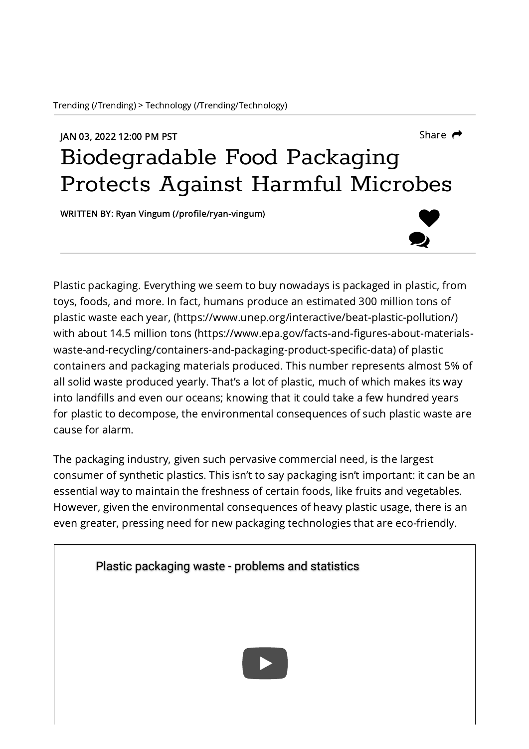Trending (/Trending) > Technology (/Trending/Technology)

JAN 03, 2022 12:00 PM PST

Share

# Biodegradable Food Packaging Protects Against Harmful Microbes

**WRITTEN BY: Ryan Vingum (/profile/ryan-vingum)**

Plastic packaging. Everything we seem to buy nowadays is packaged in plastic, from toys, foods, and more. In fact, humans produce an estimated 300 million tons of plastic waste each year, (https://www.unep.org/interactive/beat-plastic-pollution/) with about 14.5 million tons (https://www.epa.gov/facts-and-figures-about-materials-waste-and-recycling/containers-and-packaging-product-specific-data) of plastic containers and packaging materials produced. This number represents almost 5% of all solid waste produced yearly. That's a lot of plastic, much of which makes its way into landfills and even our oceans; knowing that it could take a few hundred years for plastic to decompose, the environmental consequences of such plastic waste are cause for alarm.

The packaging industry, given such pervasive commercial need, is the largest consumer of synthetic plastics. This isn't to say packaging isn't important: it can be an essential way to maintain the freshness of certain foods, like fruits and vegetables. However, given the environmental consequences of heavy plastic usage, there is an even greater, pressing need for new packaging technologies that are eco-friendly.

Plastic packaging waste - problems and statistics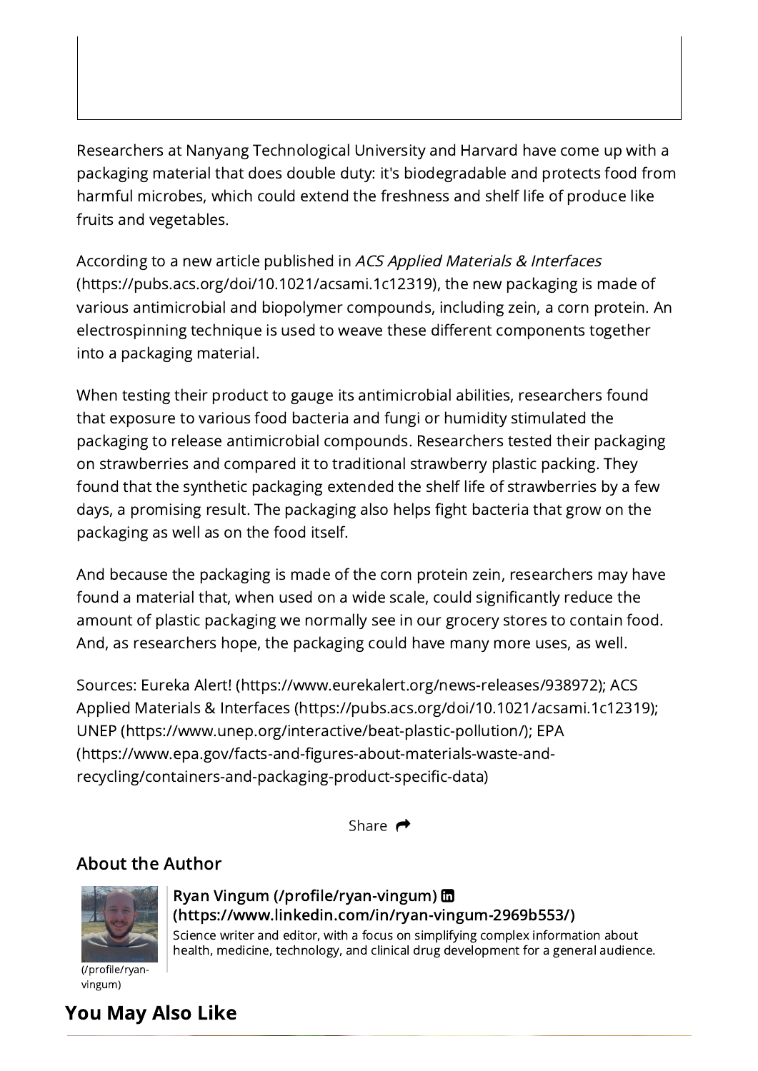Researchers at Nanyang Technological University and Harvard have come up with a packaging material that does double duty: it's biodegradable and protects food from harmful microbes, which could extend the freshness and shelf life of produce like fruits and vegetables.

According to a new article published in *ACS Applied Materials & Interfaces* (https://pubs.acs.org/doi/10.1021/acsami.1c12319), the new packaging is made of various antimicrobial and biopolymer compounds, including zein, a corn protein. An electrospinning technique is used to weave these different components together into a packaging material.

When testing their product to gauge its antimicrobial abilities, researchers found that exposure to various food bacteria and fungi or humidity stimulated the packaging to release antimicrobial compounds. Researchers tested their packaging on strawberries and compared it to traditional strawberry plastic packing. They found that the synthetic packaging extended the shelf life of strawberries by a few days, a promising result. The packaging also helps fight bacteria that grow on the packaging as well as on the food itself.

And because the packaging is made of the corn protein zein, researchers may have found a material that, when used on a wide scale, could significantly reduce the amount of plastic packaging we normally see in our grocery stores to contain food. And, as researchers hope, the packaging could have many more uses, as well.

Sources: Eureka Alert! (https://www.eurekalert.org/news-releases/938972); ACS Applied Materials & Interfaces (https://pubs.acs.org/doi/10.1021/acsami.1c12319); UNEP (https://www.unep.org/interactive/beat-plastic-pollution/); EPA (https://www.epa.gov/facts-and-figures-about-materials-waste-and-recycling/containers-and-packaging-product-specific-data)

Share

## About the Author

(/profile/ryan-vingum)

**Ryan Vingum (/profile/ryan-vingum) (https://www.linkedin.com/in/ryan-vingum-2969b553/)**

Science writer and editor, with a focus on simplifying complex information about health, medicine, technology, and clinical drug development for a general audience.

## You May Also Like